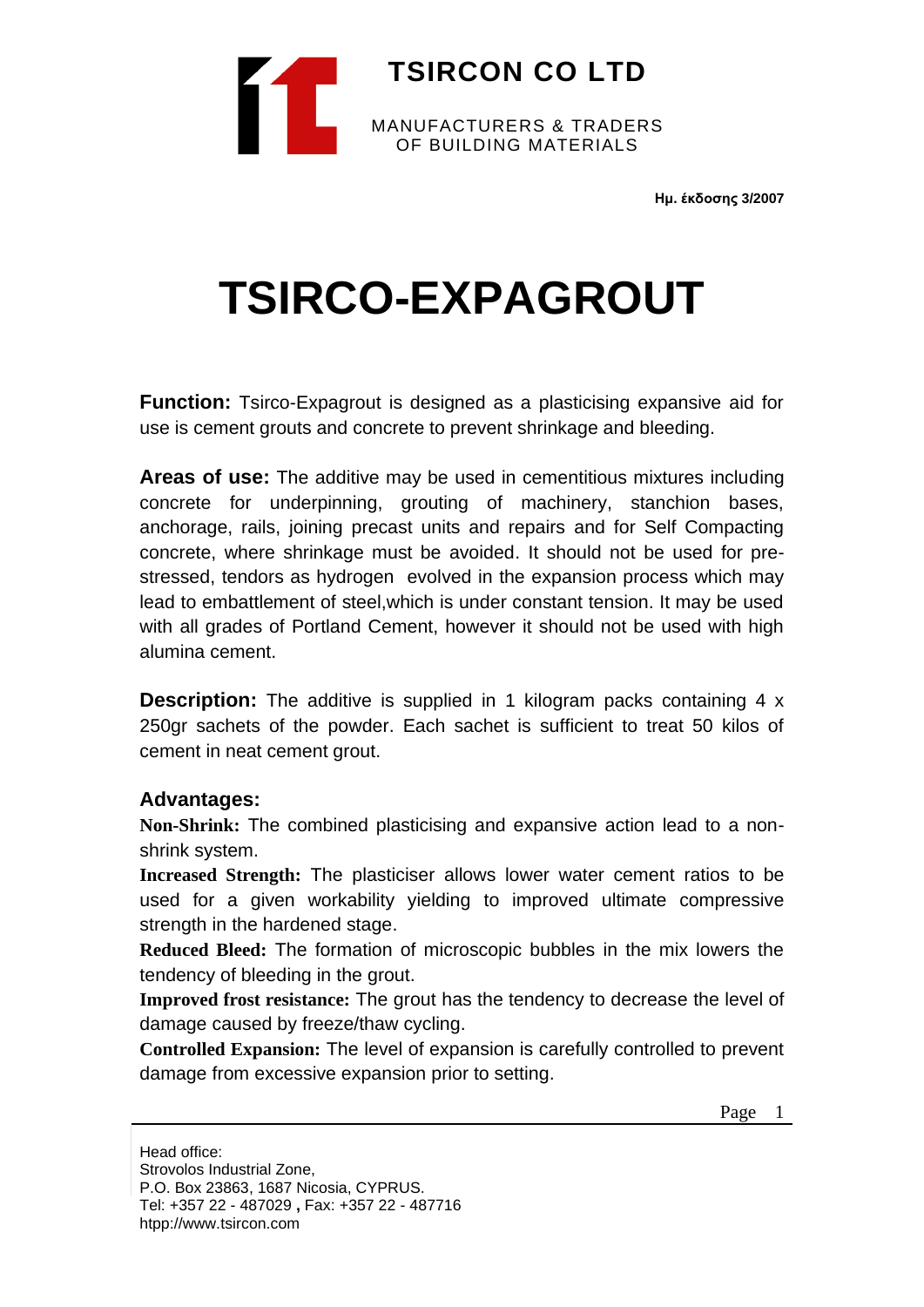**TSIRCON CO LTD**

MANUFACTURERS & TRADERS
OF BUILDING MATERIALS

**Ημ. έκδοσης 3/2007**

# TSIRCO-EXPAGROUT

**Function:** Tsirco-Expagrout is designed as a plasticising expansive aid for use is cement grouts and concrete to prevent shrinkage and bleeding.

**Areas of use:** The additive may be used in cementitious mixtures including concrete for underpinning, grouting of machinery, stanchion bases, anchorage, rails, joining precast units and repairs and for Self Compacting concrete, where shrinkage must be avoided. It should not be used for pre-stressed, tendors as hydrogen evolved in the expansion process which may lead to embattlement of steel,which is under constant tension. It may be used with all grades of Portland Cement, however it should not be used with high alumina cement.

**Description:** The additive is supplied in 1 kilogram packs containing 4 x 250gr sachets of the powder. Each sachet is sufficient to treat 50 kilos of cement in neat cement grout.

**Advantages:**

**Non-Shrink:** The combined plasticising and expansive action lead to a non-shrink system.

**Increased Strength:** The plasticiser allows lower water cement ratios to be used for a given workability yielding to improved ultimate compressive strength in the hardened stage.

**Reduced Bleed:** The formation of microscopic bubbles in the mix lowers the tendency of bleeding in the grout.

**Improved frost resistance:** The grout has the tendency to decrease the level of damage caused by freeze/thaw cycling.

**Controlled Expansion:** The level of expansion is carefully controlled to prevent damage from excessive expansion prior to setting.

Head office:
Strovolos Industrial Zone,
P.O. Box 23863, 1687 Nicosia, CYPRUS.
Tel: +357 22 - 487029 , Fax: +357 22 - 487716
htpp://www.tsircon.com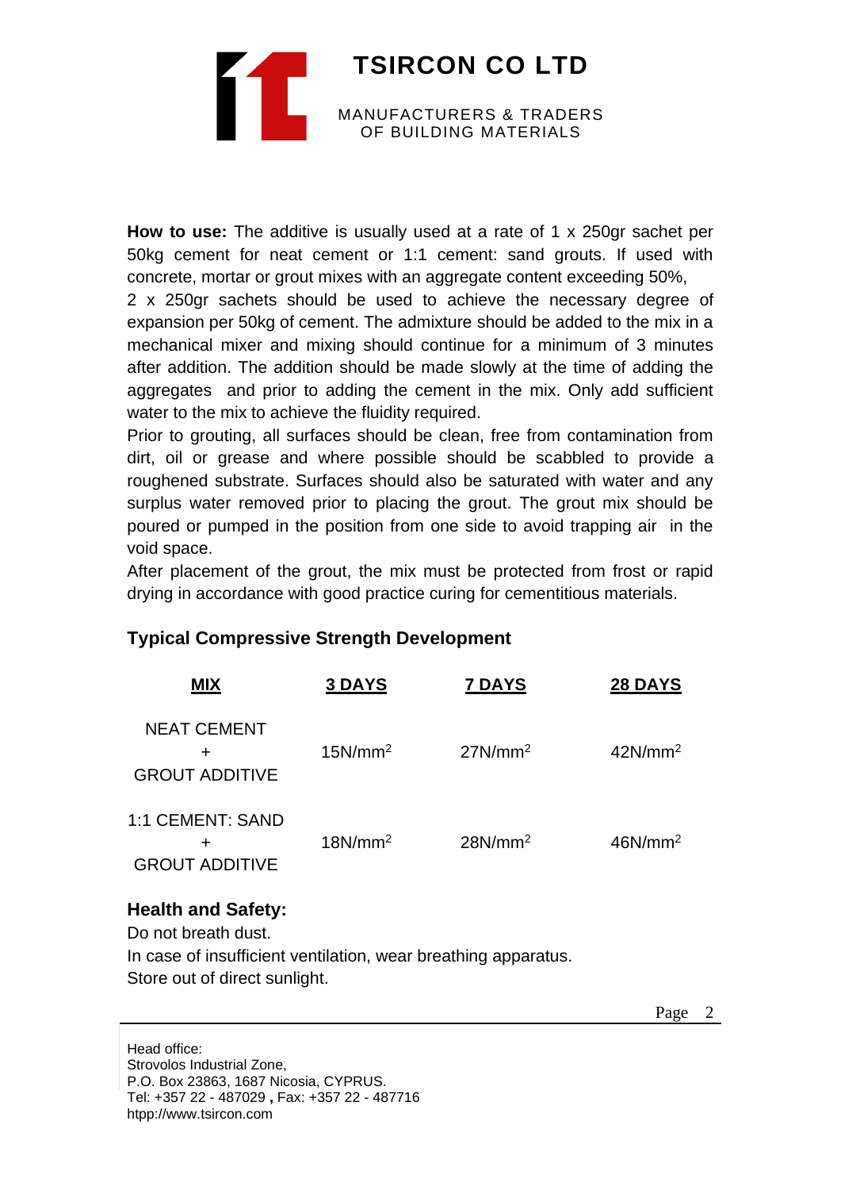# TSIRCON CO LTD

MANUFACTURERS & TRADERS
OF BUILDING MATERIALS

**How to use:** The additive is usually used at a rate of 1 x 250gr sachet per 50kg cement for neat cement or 1:1 cement: sand grouts. If used with concrete, mortar or grout mixes with an aggregate content exceeding 50%,
2 x 250gr sachets should be used to achieve the necessary degree of expansion per 50kg of cement. The admixture should be added to the mix in a mechanical mixer and mixing should continue for a minimum of 3 minutes after addition. The addition should be made slowly at the time of adding the aggregates and prior to adding the cement in the mix. Only add sufficient water to the mix to achieve the fluidity required.
Prior to grouting, all surfaces should be clean, free from contamination from dirt, oil or grease and where possible should be scabbled to provide a roughened substrate. Surfaces should also be saturated with water and any surplus water removed prior to placing the grout. The grout mix should be poured or pumped in the position from one side to avoid trapping air in the void space.
After placement of the grout, the mix must be protected from frost or rapid drying in accordance with good practice curing for cementitious materials.

### Typical Compressive Strength Development

| MIX | 3 DAYS | 7 DAYS | 28 DAYS |
|---|---|---|---|
| NEAT CEMENT + GROUT ADDITIVE | 15N/mm$^2$ | 27N/mm$^2$ | 42N/mm$^2$ |
| 1:1 CEMENT: SAND + GROUT ADDITIVE | 18N/mm$^2$ | 28N/mm$^2$ | 46N/mm$^2$ |

### Health and Safety:

Do not breath dust.
In case of insufficient ventilation, wear breathing apparatus.
Store out of direct sunlight.

Head office:
Strovolos Industrial Zone,
P.O. Box 23863, 1687 Nicosia, CYPRUS.
Tel: +357 22 - 487029 , Fax: +357 22 - 487716
htpp://www.tsircon.com